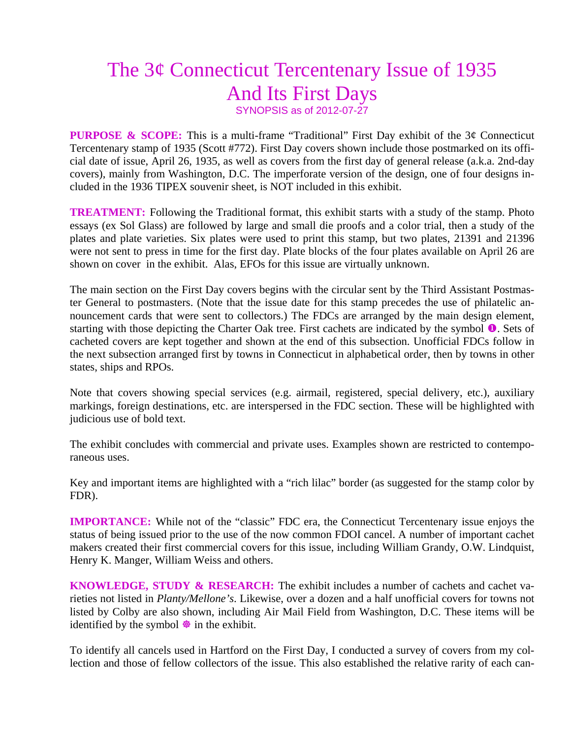# The 3¢ Connecticut Tercentenary Issue of 1935 And Its First Days

SYNOPSIS as of 2012-07-27

**PURPOSE & SCOPE:** This is a multi-frame “Traditional” First Day exhibit of the 3¢ Connecticut Tercentenary stamp of 1935 (Scott #772). First Day covers shown include those postmarked on its official date of issue, April 26, 1935, as well as covers from the first day of general release (a.k.a. 2nd-day covers), mainly from Washington, D.C. The imperforate version of the design, one of four designs included in the 1936 TIPEX souvenir sheet, is NOT included in this exhibit.

**TREATMENT:** Following the Traditional format, this exhibit starts with a study of the stamp. Photo essays (ex Sol Glass) are followed by large and small die proofs and a color trial, then a study of the plates and plate varieties. Six plates were used to print this stamp, but two plates, 21391 and 21396 were not sent to press in time for the first day. Plate blocks of the four plates available on April 26 are shown on cover in the exhibit. Alas, EFOs for this issue are virtually unknown.

The main section on the First Day covers begins with the circular sent by the Third Assistant Postmaster General to postmasters. (Note that the issue date for this stamp precedes the use of philatelic announcement cards that were sent to collectors.) The FDCs are arranged by the main design element, starting with those depicting the Charter Oak tree. First cachets are indicated by the symbol ❶. Sets of cacheted covers are kept together and shown at the end of this subsection. Unofficial FDCs follow in the next subsection arranged first by towns in Connecticut in alphabetical order, then by towns in other states, ships and RPOs.

Note that covers showing special services (e.g. airmail, registered, special delivery, etc.), auxiliary markings, foreign destinations, etc. are interspersed in the FDC section. These will be highlighted with judicious use of bold text.

The exhibit concludes with commercial and private uses. Examples shown are restricted to contemporaneous uses.

Key and important items are highlighted with a “rich lilac” border (as suggested for the stamp color by FDR).

**IMPORTANCE:** While not of the “classic” FDC era, the Connecticut Tercentenary issue enjoys the status of being issued prior to the use of the now common FDOI cancel. A number of important cachet makers created their first commercial covers for this issue, including William Grandy, O.W. Lindquist, Henry K. Manger, William Weiss and others.

**KNOWLEDGE, STUDY & RESEARCH:** The exhibit includes a number of cachets and cachet varieties not listed in *Planty/Mellone’s*. Likewise, over a dozen and a half unofficial covers for towns not listed by Colby are also shown, including Air Mail Field from Washington, D.C. These items will be identified by the symbol ❁ in the exhibit.

To identify all cancels used in Hartford on the First Day, I conducted a survey of covers from my collection and those of fellow collectors of the issue. This also established the relative rarity of each can-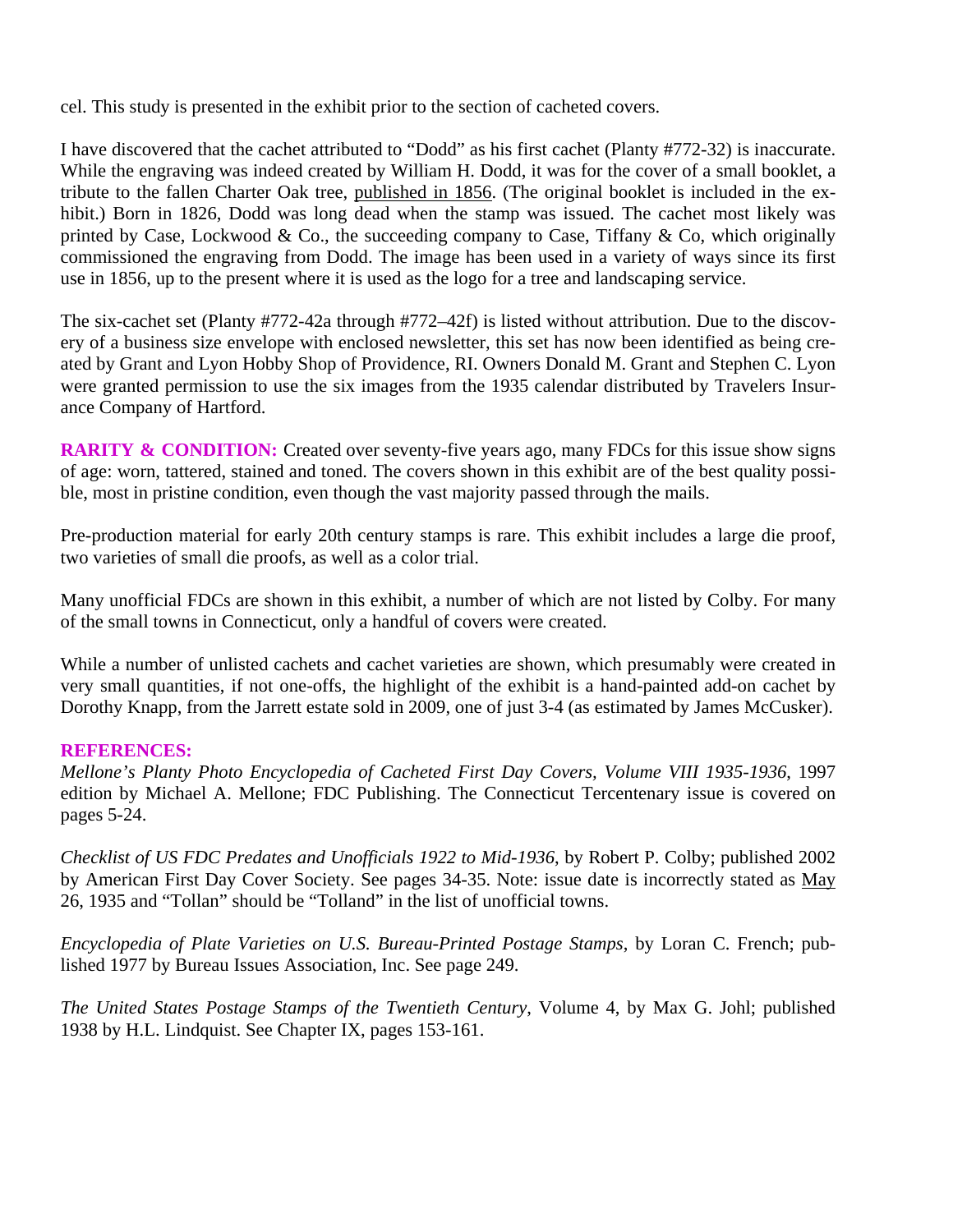cel. This study is presented in the exhibit prior to the section of cacheted covers.

I have discovered that the cachet attributed to "Dodd" as his first cachet (Planty #772-32) is inaccurate. While the engraving was indeed created by William H. Dodd, it was for the cover of a small booklet, a tribute to the fallen Charter Oak tree, <u>published in 1856</u>. (The original booklet is included in the exhibit.) Born in 1826, Dodd was long dead when the stamp was issued. The cachet most likely was printed by Case, Lockwood & Co., the succeeding company to Case, Tiffany & Co, which originally commissioned the engraving from Dodd. The image has been used in a variety of ways since its first use in 1856, up to the present where it is used as the logo for a tree and landscaping service.

The six-cachet set (Planty #772-42a through #772–42f) is listed without attribution. Due to the discovery of a business size envelope with enclosed newsletter, this set has now been identified as being created by Grant and Lyon Hobby Shop of Providence, RI. Owners Donald M. Grant and Stephen C. Lyon were granted permission to use the six images from the 1935 calendar distributed by Travelers Insurance Company of Hartford.

**RARITY & CONDITION:** Created over seventy-five years ago, many FDCs for this issue show signs of age: worn, tattered, stained and toned. The covers shown in this exhibit are of the best quality possible, most in pristine condition, even though the vast majority passed through the mails.

Pre-production material for early 20th century stamps is rare. This exhibit includes a large die proof, two varieties of small die proofs, as well as a color trial.

Many unofficial FDCs are shown in this exhibit, a number of which are not listed by Colby. For many of the small towns in Connecticut, only a handful of covers were created.

While a number of unlisted cachets and cachet varieties are shown, which presumably were created in very small quantities, if not one-offs, the highlight of the exhibit is a hand-painted add-on cachet by Dorothy Knapp, from the Jarrett estate sold in 2009, one of just 3-4 (as estimated by James McCusker).

**REFERENCES:**

*Mellone's Planty Photo Encyclopedia of Cacheted First Day Covers, Volume VIII 1935-1936*, 1997 edition by Michael A. Mellone; FDC Publishing. The Connecticut Tercentenary issue is covered on pages 5-24.

*Checklist of US FDC Predates and Unofficials 1922 to Mid-1936*, by Robert P. Colby; published 2002 by American First Day Cover Society. See pages 34-35. Note: issue date is incorrectly stated as <u>May</u> 26, 1935 and "Tollan" should be "Tolland" in the list of unofficial towns.

*Encyclopedia of Plate Varieties on U.S. Bureau-Printed Postage Stamps*, by Loran C. French; published 1977 by Bureau Issues Association, Inc. See page 249.

*The United States Postage Stamps of the Twentieth Century*, Volume 4, by Max G. Johl; published 1938 by H.L. Lindquist. See Chapter IX, pages 153-161.